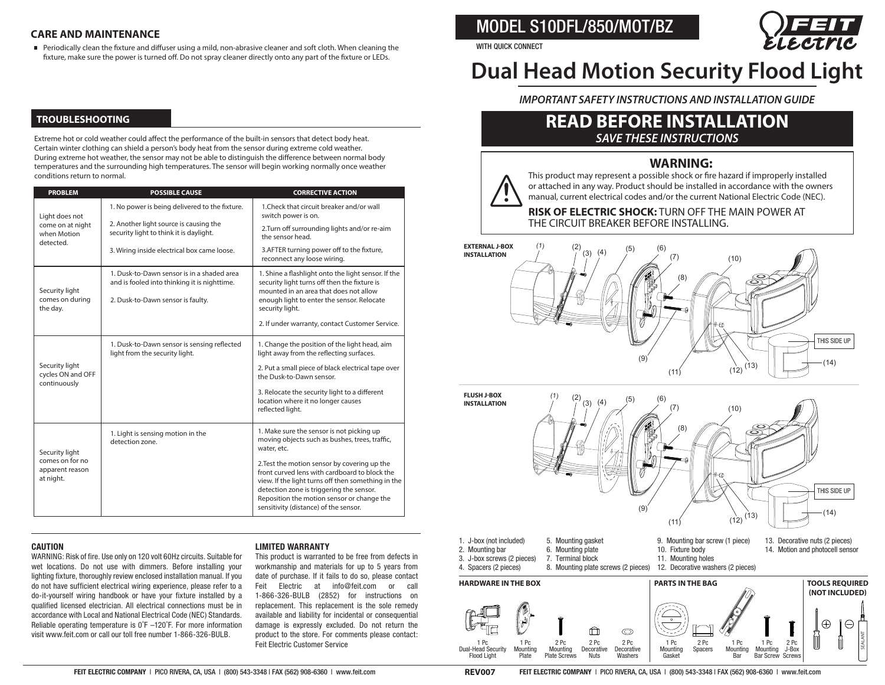## CARE AND MAINTENANCE

- Periodically clean the fixture and diffuser using a mild, non-abrasive cleaner and soft cloth. When cleaning the fixture, make sure the power is turned off. Do not spray cleaner directly onto any part of the fixture or LEDs.

## TROUBLESHOOTING

Extreme hot or cold weather could affect the performance of the built-in sensors that detect body heat. Certain winter clothing can shield a person's body heat from the sensor during extreme cold weather. During extreme hot weather, the sensor may not be able to distinguish the difference between normal body temperatures and the surrounding high temperatures. The sensor will begin working normally once weather conditions return to normal.

| PROBLEM | POSSIBLE CAUSE | CORRECTIVE ACTION |
|---|---|---|
| Light does not come on at night when Motion detected. | 1. No power is being delivered to the fixture.<br>2. Another light source is causing the security light to think it is daylight.<br>3. Wiring inside electrical box came loose. | 1.Check that circuit breaker and/or wall switch power is on.<br>2.Turn off surrounding lights and/or re-aim the sensor head.<br>3.AFTER turning power off to the fixture, reconnect any loose wiring. |
| Security light comes on during the day. | 1. Dusk-to-Dawn sensor is in a shaded area and is fooled into thinking it is nighttime.<br>2. Dusk-to-Dawn sensor is faulty. | 1. Shine a flashlight onto the light sensor. If the security light turns off then the fixture is mounted in an area that does not allow enough light to enter the sensor. Relocate security light.<br>2. If under warranty, contact Customer Service. |
| Security light cycles ON and OFF continuously | 1. Dusk-to-Dawn sensor is sensing reflected light from the security light. | 1. Change the position of the light head, aim light away from the reflecting surfaces.<br>2. Put a small piece of black electrical tape over the Dusk-to-Dawn sensor.<br>3. Relocate the security light to a different location where it no longer causes reflected light. |
| Security light comes on for no apparent reason at night. | 1. Light is sensing motion in the detection zone. | 1. Make sure the sensor is not picking up moving objects such as bushes, trees, traffic, water, etc.<br>2.Test the motion sensor by covering up the front curved lens with cardboard to block the view. If the light turns off then something in the detection zone is triggering the sensor. Reposition the motion sensor or change the sensitivity (distance) of the sensor. |

### CAUTION

WARNING: Risk of fire. Use only on 120 volt 60Hz circuits. Suitable for wet locations. Do not use with dimmers. Before installing your lighting fixture, thoroughly review enclosed installation manual. If you do not have sufficient electrical wiring experience, please refer to a do-it-yourself wiring handbook or have your fixture installed by a qualified licensed electrician. All electrical connections must be in accordance with Local and National Electrical Code (NEC) Standards. Reliable operating temperature is 0˚F –120˚F. For more information visit www.feit.com or call our toll free number 1-866-326-BULB.

### LIMITED WARRANTY

This product is warranted to be free from defects in workmanship and materials for up to 5 years from date of purchase. If it fails to do so, please contact Feit Electric at info@feit.com or call 1-866-326-BULB (2852) for instructions on replacement. This replacement is the sole remedy available and liability for incidental or consequential damage is expressly excluded. Do not return the product to the store. For comments please contact: Feit Electric Customer Service

# MODEL S10DFL/850/MOT/BZ

WITH QUICK CONNECT

# Dual Head Motion Security Flood Light

***IMPORTANT SAFETY INSTRUCTIONS AND INSTALLATION GUIDE***

## READ BEFORE INSTALLATION

***SAVE THESE INSTRUCTIONS***

### WARNING:

This product may represent a possible shock or fire hazard if improperly installed or attached in any way. Product should be installed in accordance with the owners manual, current electrical codes and/or the current National Electric Code (NEC).

**RISK OF ELECTRIC SHOCK:** TURN OFF THE MAIN POWER AT THE CIRCUIT BREAKER BEFORE INSTALLING.

**EXTERNAL J-BOX INSTALLATION**

**FLUSH J-BOX INSTALLATION**

THIS SIDE UP

1. J-box (not included)
2. Mounting bar
3. J-box screws (2 pieces)
4. Spacers (2 pieces)
5. Mounting gasket
6. Mounting plate
7. Terminal block
8. Mounting plate screws (2 pieces)
9. Mounting bar screw (1 piece)
10. Fixture body
11. Mounting holes
12. Decorative washers (2 pieces)
13. Decorative nuts (2 pieces)
14. Motion and photocell sensor

**HARDWARE IN THE BOX**

1 Pc Dual-Head Security Flood Light; 1 Pc Mounting Plate; 2 Pc Mounting Plate Screws; 2 Pc Decorative Nuts; 2 Pc Decorative Washers

**PARTS IN THE BAG**

1 Pc Mounting Gasket; 2 Pc Spacers; 1 Pc Mounting Bar; 1 Pc Mounting Bar Screw; 2 Pc J-Box Screws

**TOOLS REQUIRED (NOT INCLUDED)**

SEALANT

REV007

FEIT ELECTRIC COMPANY | PICO RIVERA, CA, USA | (800) 543-3348 | FAX (562) 908-6360 | www.feit.com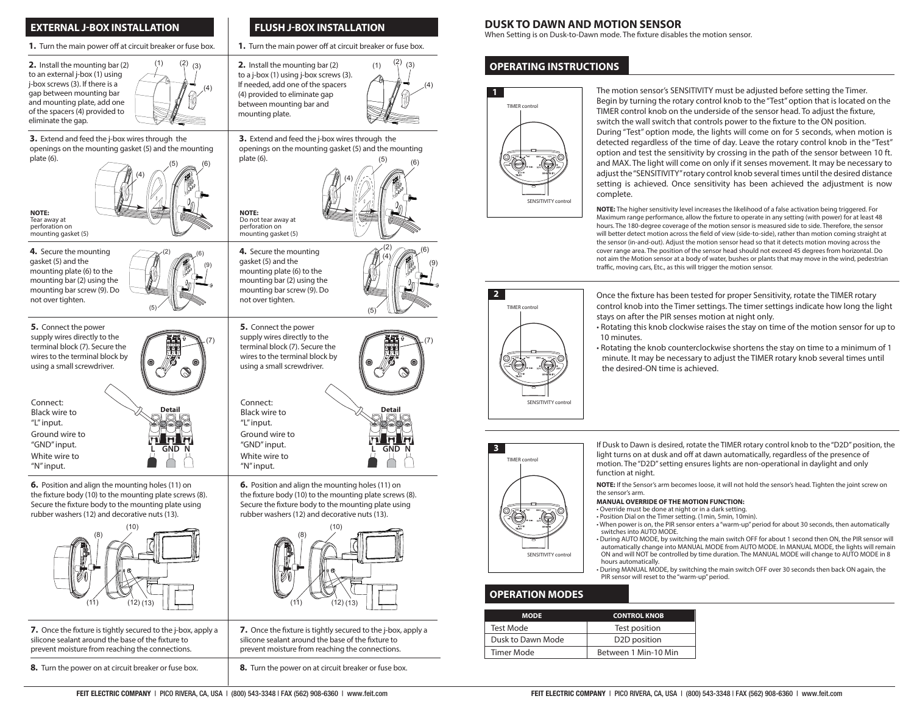## EXTERNAL J-BOX INSTALLATION

**1.** Turn the main power off at circuit breaker or fuse box.

**2.** Install the mounting bar (2) to an external j-box (1) using j-box screws (3). If there is a gap between mounting bar and mounting plate, add one of the spacers (4) provided to eliminate the gap.

**3.** Extend and feed the j-box wires through the openings on the mounting gasket (5) and the mounting plate (6).

**NOTE:** Tear away at perforation on mounting gasket (5)

**4.** Secure the mounting gasket (5) and the mounting plate (6) to the mounting bar (2) using the mounting bar screw (9). Do not over tighten.

**5.** Connect the power supply wires directly to the terminal block (7). Secure the wires to the terminal block by using a small screwdriver.

Connect:
Black wire to "L" input.
Ground wire to "GND" input.
White wire to "N" input.

**6.** Position and align the mounting holes (11) on the fixture body (10) to the mounting plate screws (8). Secure the fixture body to the mounting plate using rubber washers (12) and decorative nuts (13).

**7.** Once the fixture is tightly secured to the j-box, apply a silicone sealant around the base of the fixture to prevent moisture from reaching the connections.

**8.** Turn the power on at circuit breaker or fuse box.

## FLUSH J-BOX INSTALLATION

**1.** Turn the main power off at circuit breaker or fuse box.

**2.** Install the mounting bar (2) to a j-box (1) using j-box screws (3). If needed, add one of the spacers (4) provided to eliminate gap between mounting bar and mounting plate.

**3.** Extend and feed the j-box wires through the openings on the mounting gasket (5) and the mounting plate (6).

**NOTE:** Do not tear away at perforation on mounting gasket (5)

**4.** Secure the mounting gasket (5) and the mounting plate (6) to the mounting bar (2) using the mounting bar screw (9). Do not over tighten.

**5.** Connect the power supply wires directly to the terminal block (7). Secure the wires to the terminal block by using a small screwdriver.

Connect:
Black wire to "L" input.
Ground wire to "GND" input.
White wire to "N" input.

**6.** Position and align the mounting holes (11) on the fixture body (10) to the mounting plate screws (8). Secure the fixture body to the mounting plate using rubber washers (12) and decorative nuts (13).

**7.** Once the fixture is tightly secured to the j-box, apply a silicone sealant around the base of the fixture to prevent moisture from reaching the connections.

**8.** Turn the power on at circuit breaker or fuse box.

## DUSK TO DAWN AND MOTION SENSOR

When Setting is on Dusk-to-Dawn mode. The fixture disables the motion sensor.

## OPERATING INSTRUCTIONS

**1**

The motion sensor's SENSITIVITY must be adjusted before setting the Timer. Begin by turning the rotary control knob to the "Test" option that is located on the TIMER control knob on the underside of the sensor head. To adjust the fixture, switch the wall switch that controls power to the fixture to the ON position. During "Test" option mode, the lights will come on for 5 seconds, when motion is detected regardless of the time of day. Leave the rotary control knob in the "Test" option and test the sensitivity by crossing in the path of the sensor between 10 ft. and MAX. The light will come on only if it senses movement. It may be necessary to adjust the "SENSITIVITY" rotary control knob several times until the desired distance setting is achieved. Once sensitivity has been achieved the adjustment is now complete.

**NOTE:** The higher sensitivity level increases the likelihood of a false activation being triggered. For Maximum range performance, allow the fixture to operate in any setting (with power) for at least 48 hours. The 180-degree coverage of the motion sensor is measured side to side. Therefore, the sensor will better detect motion across the field of view (side-to-side), rather than motion coming straight at the sensor (in-and-out). Adjust the motion sensor head so that it detects motion moving across the cover range area. The position of the sensor head should not exceed 45 degrees from horizontal. Do not aim the Motion sensor at a body of water, bushes or plants that may move in the wind, pedestrian traffic, moving cars, Etc., as this will trigger the motion sensor.

**2**

Once the fixture has been tested for proper Sensitivity, rotate the TIMER rotary control knob into the Timer settings. The timer settings indicate how long the light stays on after the PIR senses motion at night only.

- Rotating this knob clockwise raises the stay on time of the motion sensor for up to 10 minutes.
- Rotating the knob counterclockwise shortens the stay on time to a minimum of 1 minute. It may be necessary to adjust the TIMER rotary knob several times until the desired-ON time is achieved.

**3**

If Dusk to Dawn is desired, rotate the TIMER rotary control knob to the "D2D" position, the light turns on at dusk and off at dawn automatically, regardless of the presence of motion. The "D2D" setting ensures lights are non-operational in daylight and only function at night.

**NOTE:** If the Sensor's arm becomes loose, it will not hold the sensor's head. Tighten the joint screw on the sensor's arm.

**MANUAL OVERRIDE OF THE MOTION FUNCTION:**

- Override must be done at night or in a dark setting.
- Position Dial on the Timer setting. (1min, 5min, 10min).
- When power is on, the PIR sensor enters a "warm-up" period for about 30 seconds, then automatically switches into AUTO MODE.
- During AUTO MODE, by switching the main switch OFF for about 1 second then ON, the PIR sensor will automatically change into MANUAL MODE from AUTO MODE. In MANUAL MODE, the lights will remain ON and will NOT be controlled by time duration. The MANUAL MODE will change to AUTO MODE in 8 hours automatically.
- During MANUAL MODE, by switching the main switch OFF over 30 seconds then back ON again, the PIR sensor will reset to the "warm-up" period.

## OPERATION MODES

| MODE | CONTROL KNOB |
| --- | --- |
| Test Mode | Test position |
| Dusk to Dawn Mode | D2D position |
| Timer Mode | Between 1 Min-10 Min |

FEIT ELECTRIC COMPANY | PICO RIVERA, CA, USA | (800) 543-3348 | FAX (562) 908-6360 | www.feit.com